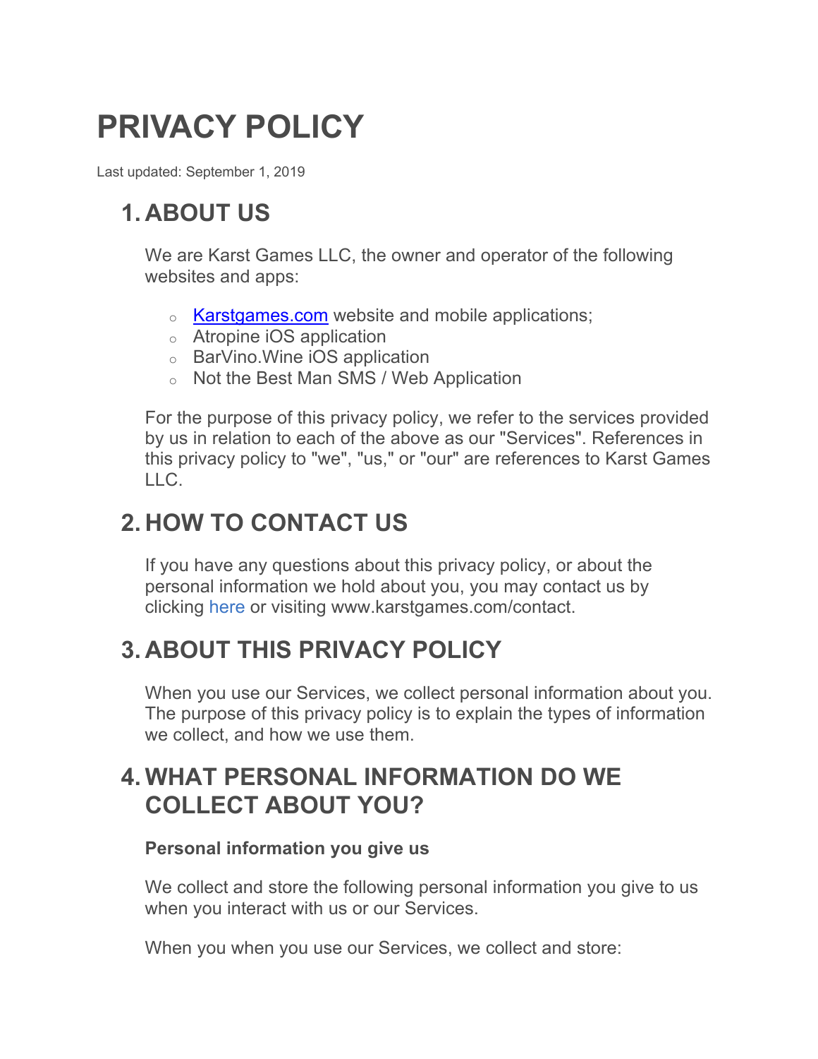# PRIVACY POLICY

Last updated: September 1, 2019

## 1. ABOUT US

We are Karst Games LLC, the owner and operator of the following websites and apps:

- Karstgames.com website and mobile applications;
- Atropine iOS application
- BarVino.Wine iOS application
- Not the Best Man SMS / Web Application

For the purpose of this privacy policy, we refer to the services provided by us in relation to each of the above as our "Services". References in this privacy policy to "we", "us," or "our" are references to Karst Games LLC.

## 2. HOW TO CONTACT US

If you have any questions about this privacy policy, or about the personal information we hold about you, you may contact us by clicking here or visiting www.karstgames.com/contact.

## 3. ABOUT THIS PRIVACY POLICY

When you use our Services, we collect personal information about you. The purpose of this privacy policy is to explain the types of information we collect, and how we use them.

## 4. WHAT PERSONAL INFORMATION DO WE COLLECT ABOUT YOU?

**Personal information you give us**

We collect and store the following personal information you give to us when you interact with us or our Services.

When you when you use our Services, we collect and store: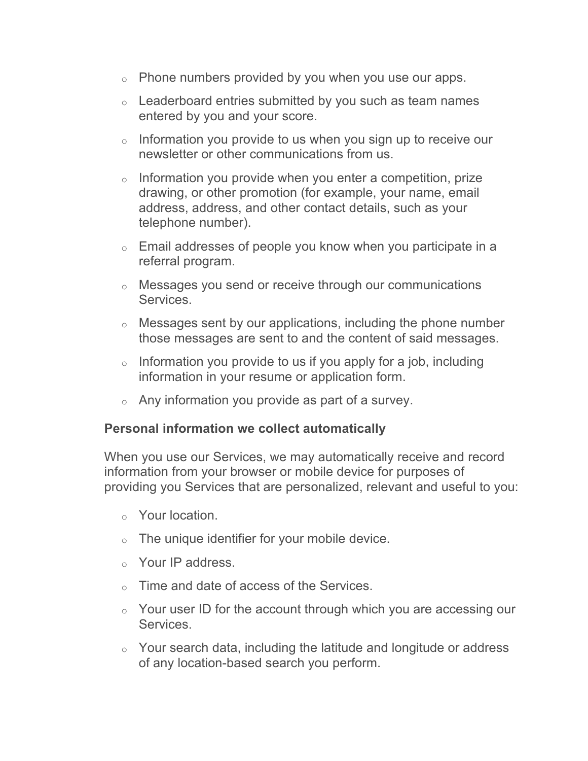- Phone numbers provided by you when you use our apps.
- Leaderboard entries submitted by you such as team names entered by you and your score.
- Information you provide to us when you sign up to receive our newsletter or other communications from us.
- Information you provide when you enter a competition, prize drawing, or other promotion (for example, your name, email address, address, and other contact details, such as your telephone number).
- Email addresses of people you know when you participate in a referral program.
- Messages you send or receive through our communications Services.
- Messages sent by our applications, including the phone number those messages are sent to and the content of said messages.
- Information you provide to us if you apply for a job, including information in your resume or application form.
- Any information you provide as part of a survey.

**Personal information we collect automatically**

When you use our Services, we may automatically receive and record information from your browser or mobile device for purposes of providing you Services that are personalized, relevant and useful to you:

- Your location.
- The unique identifier for your mobile device.
- Your IP address.
- Time and date of access of the Services.
- Your user ID for the account through which you are accessing our Services.
- Your search data, including the latitude and longitude or address of any location-based search you perform.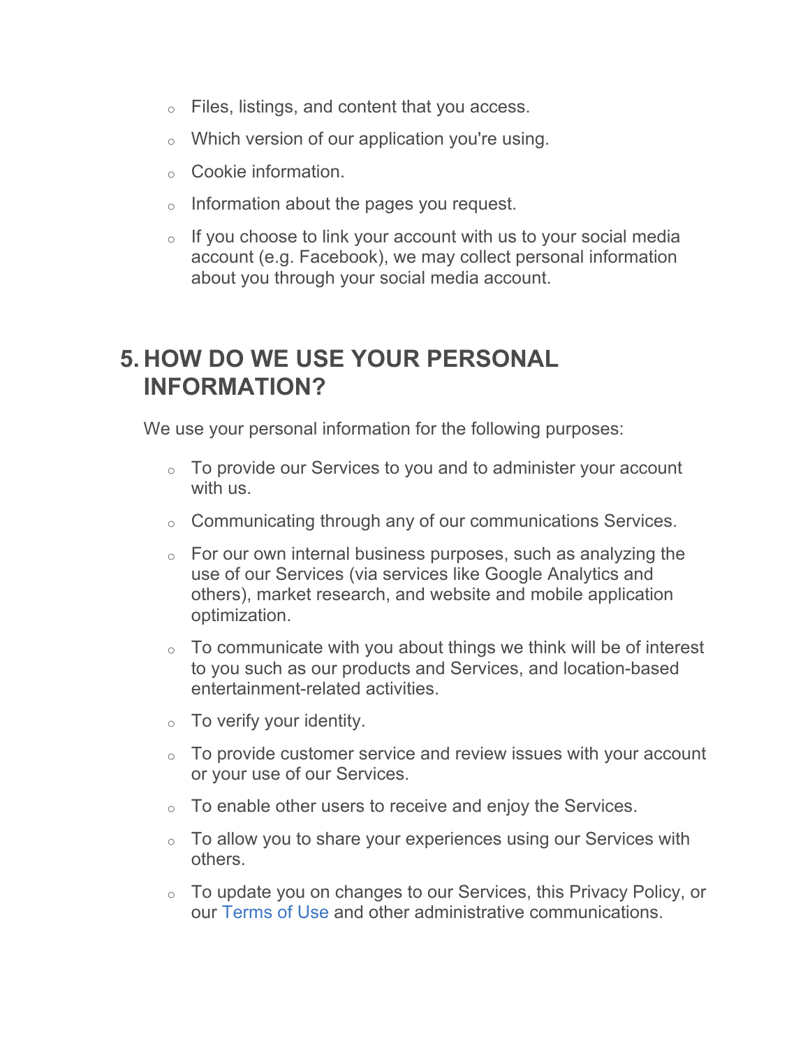- Files, listings, and content that you access.
- Which version of our application you're using.
- Cookie information.
- Information about the pages you request.
- If you choose to link your account with us to your social media account (e.g. Facebook), we may collect personal information about you through your social media account.

## 5. HOW DO WE USE YOUR PERSONAL INFORMATION?

We use your personal information for the following purposes:

- To provide our Services to you and to administer your account with us.
- Communicating through any of our communications Services.
- For our own internal business purposes, such as analyzing the use of our Services (via services like Google Analytics and others), market research, and website and mobile application optimization.
- To communicate with you about things we think will be of interest to you such as our products and Services, and location-based entertainment-related activities.
- To verify your identity.
- To provide customer service and review issues with your account or your use of our Services.
- To enable other users to receive and enjoy the Services.
- To allow you to share your experiences using our Services with others.
- To update you on changes to our Services, this Privacy Policy, or our Terms of Use and other administrative communications.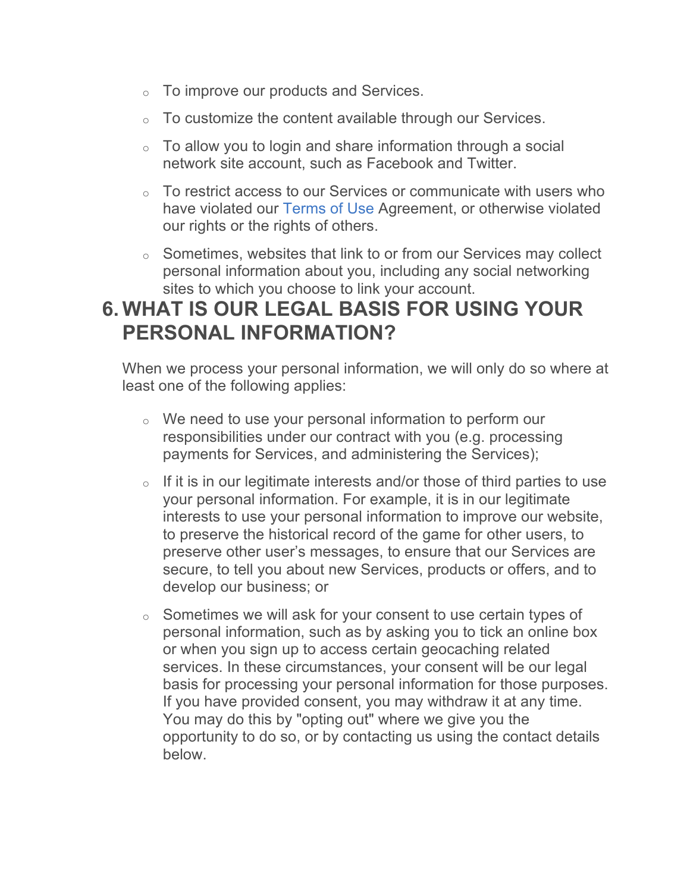- To improve our products and Services.
- To customize the content available through our Services.
- To allow you to login and share information through a social network site account, such as Facebook and Twitter.
- To restrict access to our Services or communicate with users who have violated our Terms of Use Agreement, or otherwise violated our rights or the rights of others.
- Sometimes, websites that link to or from our Services may collect personal information about you, including any social networking sites to which you choose to link your account.

## 6. WHAT IS OUR LEGAL BASIS FOR USING YOUR PERSONAL INFORMATION?

When we process your personal information, we will only do so where at least one of the following applies:

- We need to use your personal information to perform our responsibilities under our contract with you (e.g. processing payments for Services, and administering the Services);
- If it is in our legitimate interests and/or those of third parties to use your personal information. For example, it is in our legitimate interests to use your personal information to improve our website, to preserve the historical record of the game for other users, to preserve other user's messages, to ensure that our Services are secure, to tell you about new Services, products or offers, and to develop our business; or
- Sometimes we will ask for your consent to use certain types of personal information, such as by asking you to tick an online box or when you sign up to access certain geocaching related services. In these circumstances, your consent will be our legal basis for processing your personal information for those purposes. If you have provided consent, you may withdraw it at any time. You may do this by "opting out" where we give you the opportunity to do so, or by contacting us using the contact details below.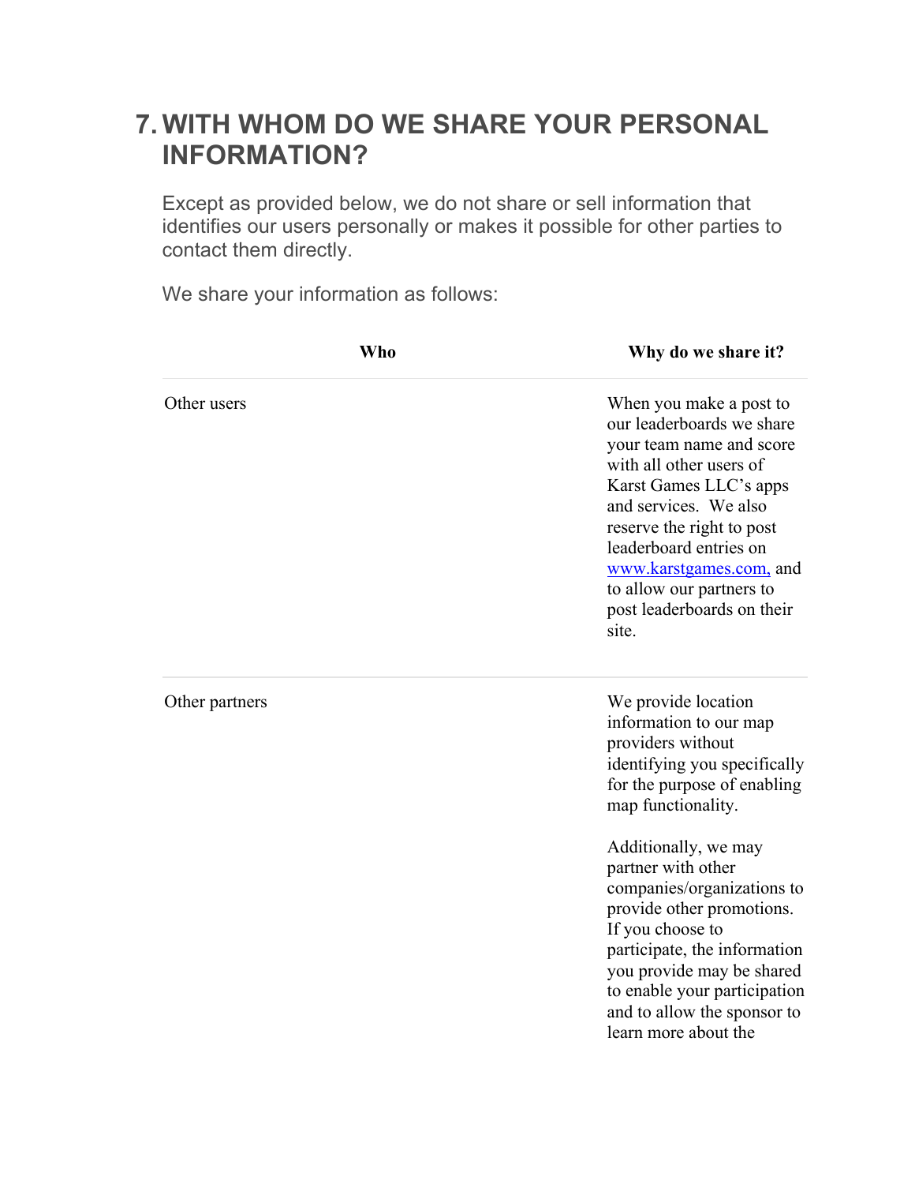# 7. WITH WHOM DO WE SHARE YOUR PERSONAL INFORMATION?

Except as provided below, we do not share or sell information that identifies our users personally or makes it possible for other parties to contact them directly.

We share your information as follows:

| Who | Why do we share it? |
| --- | --- |
| Other users | When you make a post to our leaderboards we share your team name and score with all other users of Karst Games LLC's apps and services. We also reserve the right to post leaderboard entries on www.karstgames.com, and to allow our partners to post leaderboards on their site. |
| Other partners | We provide location information to our map providers without identifying you specifically for the purpose of enabling map functionality. <br><br> Additionally, we may partner with other companies/organizations to provide other promotions. If you choose to participate, the information you provide may be shared to enable your participation and to allow the sponsor to learn more about the |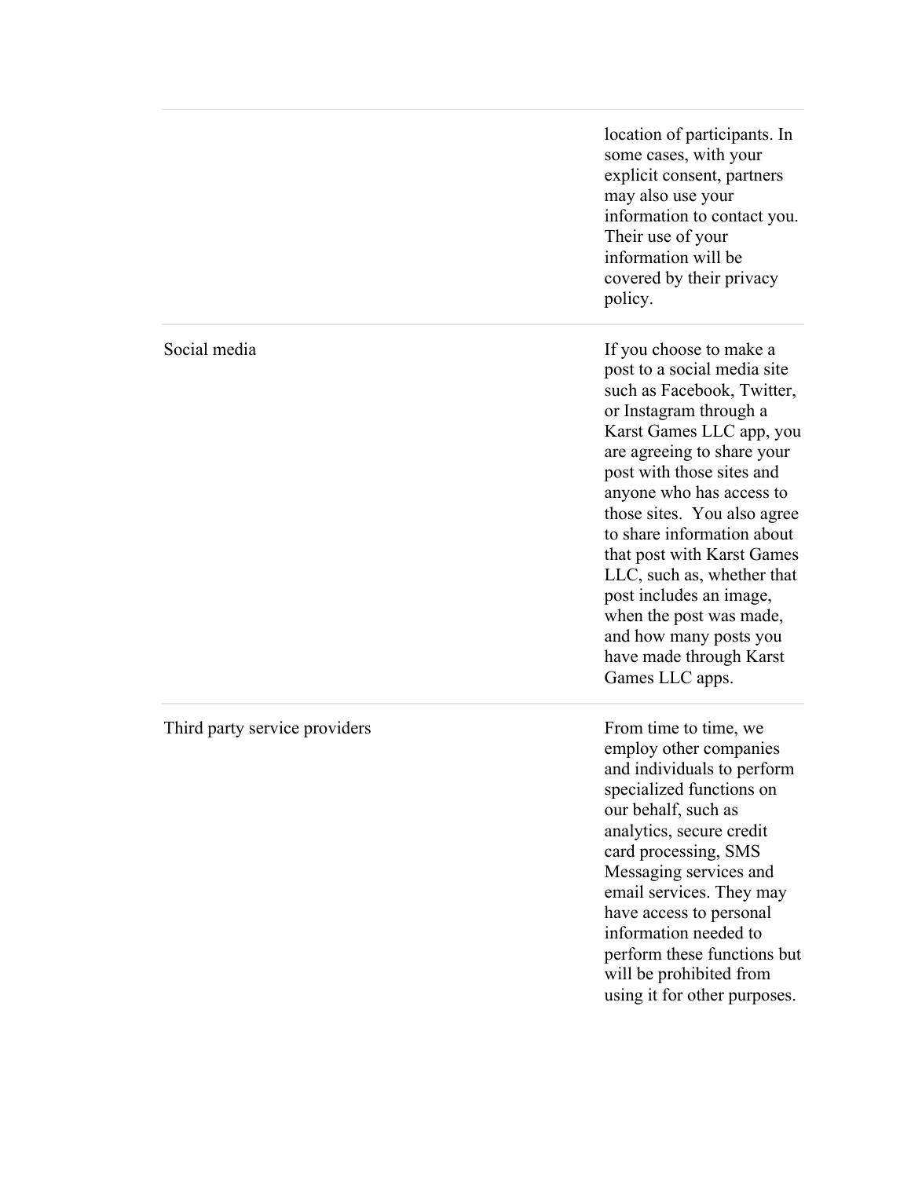| | |
|---|---|
| | location of participants. In some cases, with your explicit consent, partners may also use your information to contact you. Their use of your information will be covered by their privacy policy. |
| Social media | If you choose to make a post to a social media site such as Facebook, Twitter, or Instagram through a Karst Games LLC app, you are agreeing to share your post with those sites and anyone who has access to those sites.  You also agree to share information about that post with Karst Games LLC, such as, whether that post includes an image, when the post was made, and how many posts you have made through Karst Games LLC apps. |
| Third party service providers | From time to time, we employ other companies and individuals to perform specialized functions on our behalf, such as analytics, secure credit card processing, SMS Messaging services and email services. They may have access to personal information needed to perform these functions but will be prohibited from using it for other purposes. |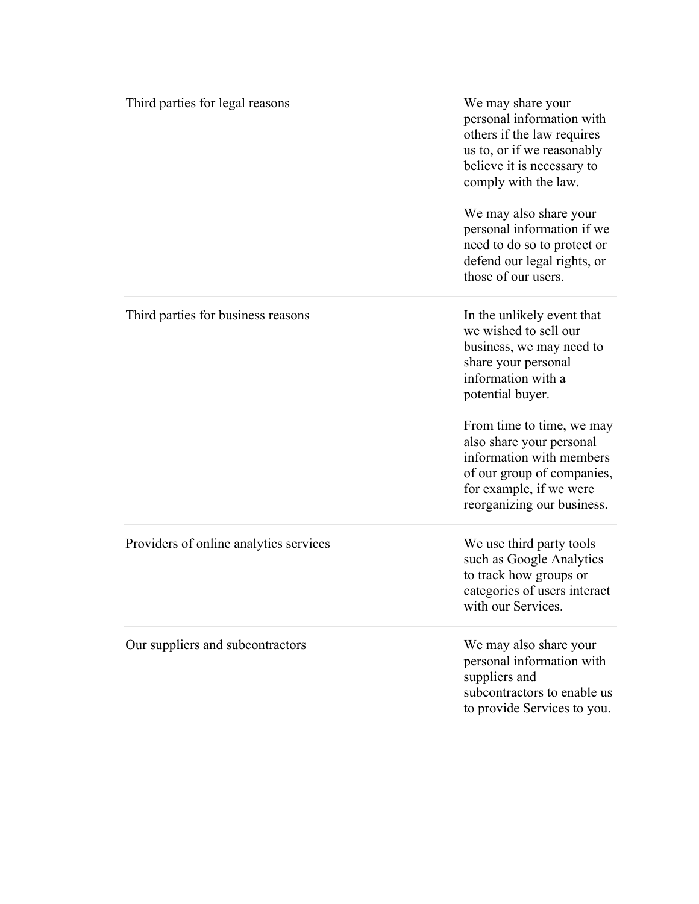| | |
|---|---|
| Third parties for legal reasons | We may share your personal information with others if the law requires us to, or if we reasonably believe it is necessary to comply with the law.<br><br>We may also share your personal information if we need to do so to protect or defend our legal rights, or those of our users. |
| Third parties for business reasons | In the unlikely event that we wished to sell our business, we may need to share your personal information with a potential buyer.<br><br>From time to time, we may also share your personal information with members of our group of companies, for example, if we were reorganizing our business. |
| Providers of online analytics services | We use third party tools such as Google Analytics to track how groups or categories of users interact with our Services. |
| Our suppliers and subcontractors | We may also share your personal information with suppliers and subcontractors to enable us to provide Services to you. |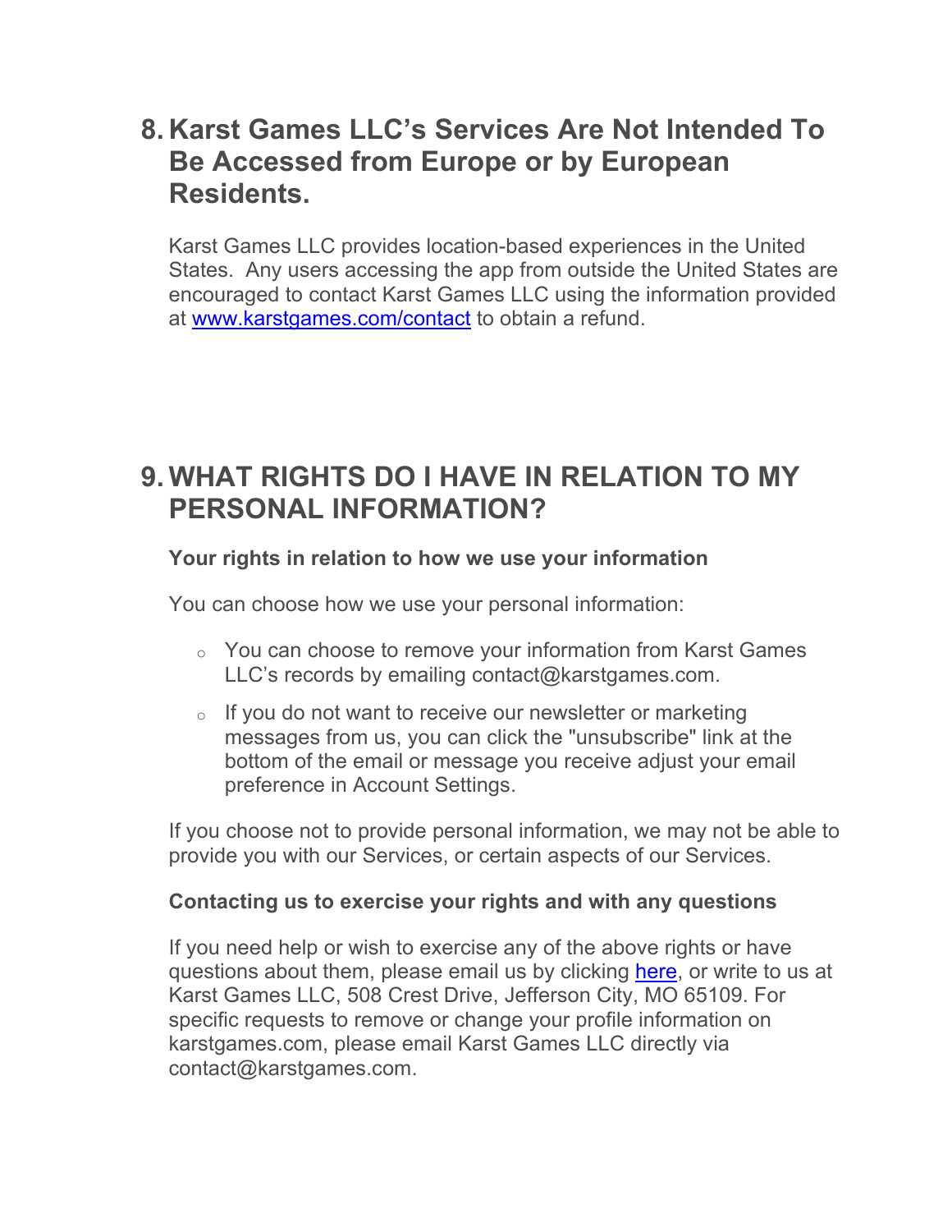## 8. Karst Games LLC's Services Are Not Intended To Be Accessed from Europe or by European Residents.

Karst Games LLC provides location-based experiences in the United States. Any users accessing the app from outside the United States are encouraged to contact Karst Games LLC using the information provided at [www.karstgames.com/contact](www.karstgames.com/contact) to obtain a refund.

## 9. WHAT RIGHTS DO I HAVE IN RELATION TO MY PERSONAL INFORMATION?

**Your rights in relation to how we use your information**

You can choose how we use your personal information:

- You can choose to remove your information from Karst Games LLC's records by emailing contact@karstgames.com.
- If you do not want to receive our newsletter or marketing messages from us, you can click the "unsubscribe" link at the bottom of the email or message you receive adjust your email preference in Account Settings.

If you choose not to provide personal information, we may not be able to provide you with our Services, or certain aspects of our Services.

**Contacting us to exercise your rights and with any questions**

If you need help or wish to exercise any of the above rights or have questions about them, please email us by clicking here, or write to us at Karst Games LLC, 508 Crest Drive, Jefferson City, MO 65109. For specific requests to remove or change your profile information on karstgames.com, please email Karst Games LLC directly via contact@karstgames.com.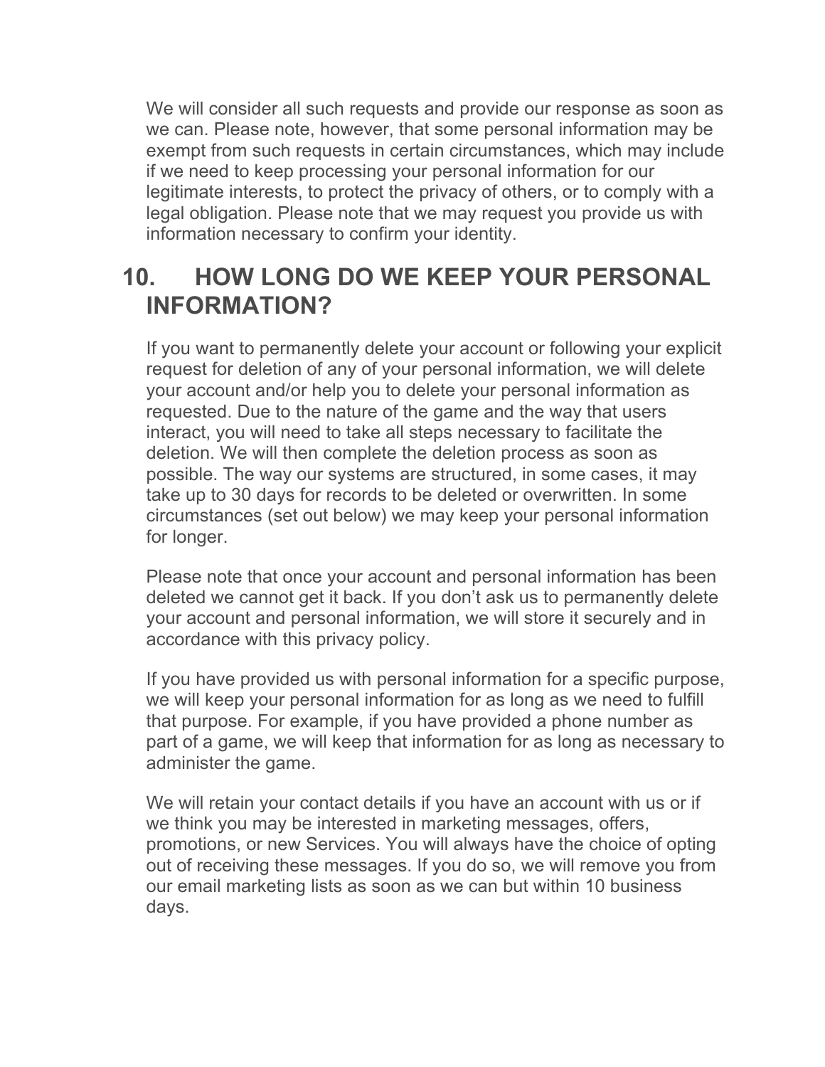We will consider all such requests and provide our response as soon as we can. Please note, however, that some personal information may be exempt from such requests in certain circumstances, which may include if we need to keep processing your personal information for our legitimate interests, to protect the privacy of others, or to comply with a legal obligation. Please note that we may request you provide us with information necessary to confirm your identity.

## 10. HOW LONG DO WE KEEP YOUR PERSONAL INFORMATION?

If you want to permanently delete your account or following your explicit request for deletion of any of your personal information, we will delete your account and/or help you to delete your personal information as requested. Due to the nature of the game and the way that users interact, you will need to take all steps necessary to facilitate the deletion. We will then complete the deletion process as soon as possible. The way our systems are structured, in some cases, it may take up to 30 days for records to be deleted or overwritten. In some circumstances (set out below) we may keep your personal information for longer.

Please note that once your account and personal information has been deleted we cannot get it back. If you don't ask us to permanently delete your account and personal information, we will store it securely and in accordance with this privacy policy.

If you have provided us with personal information for a specific purpose, we will keep your personal information for as long as we need to fulfill that purpose. For example, if you have provided a phone number as part of a game, we will keep that information for as long as necessary to administer the game.

We will retain your contact details if you have an account with us or if we think you may be interested in marketing messages, offers, promotions, or new Services. You will always have the choice of opting out of receiving these messages. If you do so, we will remove you from our email marketing lists as soon as we can but within 10 business days.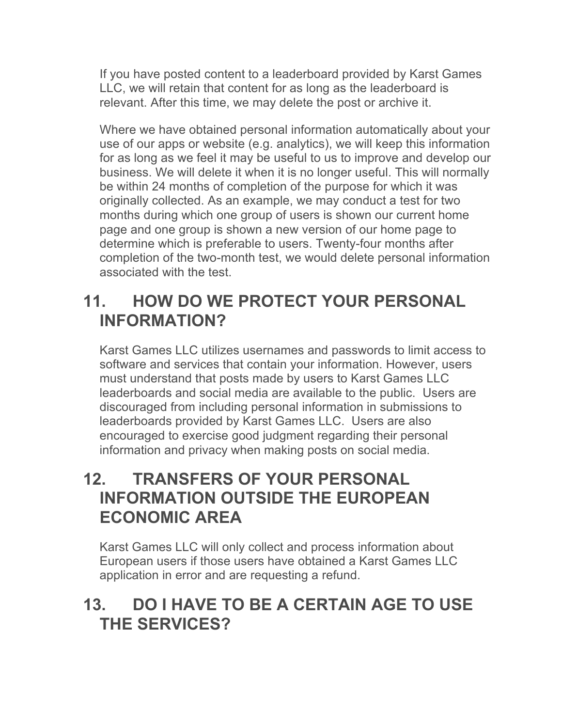If you have posted content to a leaderboard provided by Karst Games LLC, we will retain that content for as long as the leaderboard is relevant. After this time, we may delete the post or archive it.

Where we have obtained personal information automatically about your use of our apps or website (e.g. analytics), we will keep this information for as long as we feel it may be useful to us to improve and develop our business. We will delete it when it is no longer useful. This will normally be within 24 months of completion of the purpose for which it was originally collected. As an example, we may conduct a test for two months during which one group of users is shown our current home page and one group is shown a new version of our home page to determine which is preferable to users. Twenty-four months after completion of the two-month test, we would delete personal information associated with the test.

## 11. HOW DO WE PROTECT YOUR PERSONAL INFORMATION?

Karst Games LLC utilizes usernames and passwords to limit access to software and services that contain your information. However, users must understand that posts made by users to Karst Games LLC leaderboards and social media are available to the public. Users are discouraged from including personal information in submissions to leaderboards provided by Karst Games LLC. Users are also encouraged to exercise good judgment regarding their personal information and privacy when making posts on social media.

## 12. TRANSFERS OF YOUR PERSONAL INFORMATION OUTSIDE THE EUROPEAN ECONOMIC AREA

Karst Games LLC will only collect and process information about European users if those users have obtained a Karst Games LLC application in error and are requesting a refund.

## 13. DO I HAVE TO BE A CERTAIN AGE TO USE THE SERVICES?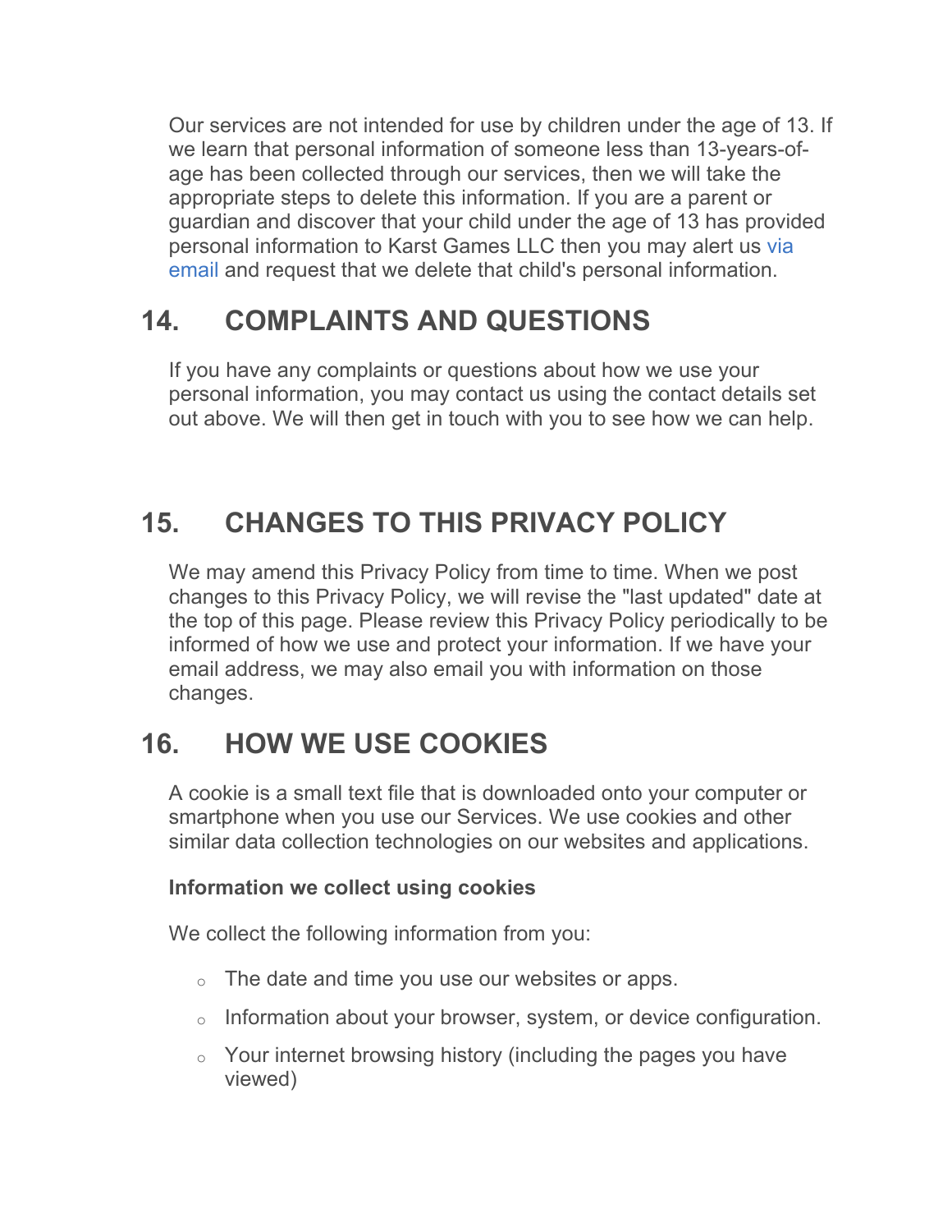Our services are not intended for use by children under the age of 13. If we learn that personal information of someone less than 13-years-of-age has been collected through our services, then we will take the appropriate steps to delete this information. If you are a parent or guardian and discover that your child under the age of 13 has provided personal information to Karst Games LLC then you may alert us via email and request that we delete that child's personal information.

## 14. COMPLAINTS AND QUESTIONS

If you have any complaints or questions about how we use your personal information, you may contact us using the contact details set out above. We will then get in touch with you to see how we can help.

## 15. CHANGES TO THIS PRIVACY POLICY

We may amend this Privacy Policy from time to time. When we post changes to this Privacy Policy, we will revise the "last updated" date at the top of this page. Please review this Privacy Policy periodically to be informed of how we use and protect your information. If we have your email address, we may also email you with information on those changes.

## 16. HOW WE USE COOKIES

A cookie is a small text file that is downloaded onto your computer or smartphone when you use our Services. We use cookies and other similar data collection technologies on our websites and applications.

**Information we collect using cookies**

We collect the following information from you:

- The date and time you use our websites or apps.
- Information about your browser, system, or device configuration.
- Your internet browsing history (including the pages you have viewed)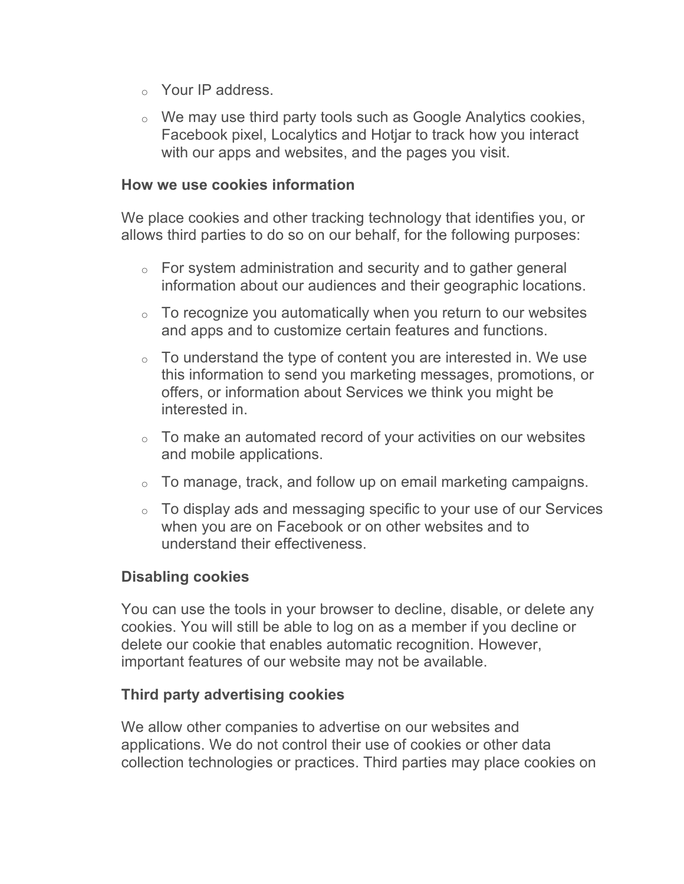- Your IP address.
- We may use third party tools such as Google Analytics cookies, Facebook pixel, Localytics and Hotjar to track how you interact with our apps and websites, and the pages you visit.

**How we use cookies information**

We place cookies and other tracking technology that identifies you, or allows third parties to do so on our behalf, for the following purposes:

- For system administration and security and to gather general information about our audiences and their geographic locations.
- To recognize you automatically when you return to our websites and apps and to customize certain features and functions.
- To understand the type of content you are interested in. We use this information to send you marketing messages, promotions, or offers, or information about Services we think you might be interested in.
- To make an automated record of your activities on our websites and mobile applications.
- To manage, track, and follow up on email marketing campaigns.
- To display ads and messaging specific to your use of our Services when you are on Facebook or on other websites and to understand their effectiveness.

**Disabling cookies**

You can use the tools in your browser to decline, disable, or delete any cookies. You will still be able to log on as a member if you decline or delete our cookie that enables automatic recognition. However, important features of our website may not be available.

**Third party advertising cookies**

We allow other companies to advertise on our websites and applications. We do not control their use of cookies or other data collection technologies or practices. Third parties may place cookies on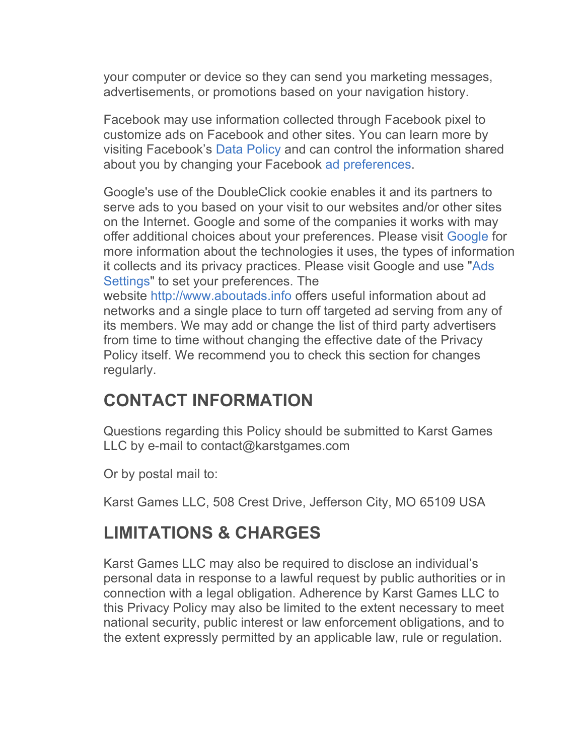your computer or device so they can send you marketing messages, advertisements, or promotions based on your navigation history.

Facebook may use information collected through Facebook pixel to customize ads on Facebook and other sites. You can learn more by visiting Facebook's Data Policy and can control the information shared about you by changing your Facebook ad preferences.

Google's use of the DoubleClick cookie enables it and its partners to serve ads to you based on your visit to our websites and/or other sites on the Internet. Google and some of the companies it works with may offer additional choices about your preferences. Please visit Google for more information about the technologies it uses, the types of information it collects and its privacy practices. Please visit Google and use "Ads Settings" to set your preferences. The website http://www.aboutads.info offers useful information about ad networks and a single place to turn off targeted ad serving from any of its members. We may add or change the list of third party advertisers from time to time without changing the effective date of the Privacy Policy itself. We recommend you to check this section for changes regularly.

## CONTACT INFORMATION

Questions regarding this Policy should be submitted to Karst Games LLC by e-mail to contact@karstgames.com

Or by postal mail to:

Karst Games LLC, 508 Crest Drive, Jefferson City, MO 65109 USA

## LIMITATIONS & CHARGES

Karst Games LLC may also be required to disclose an individual's personal data in response to a lawful request by public authorities or in connection with a legal obligation. Adherence by Karst Games LLC to this Privacy Policy may also be limited to the extent necessary to meet national security, public interest or law enforcement obligations, and to the extent expressly permitted by an applicable law, rule or regulation.